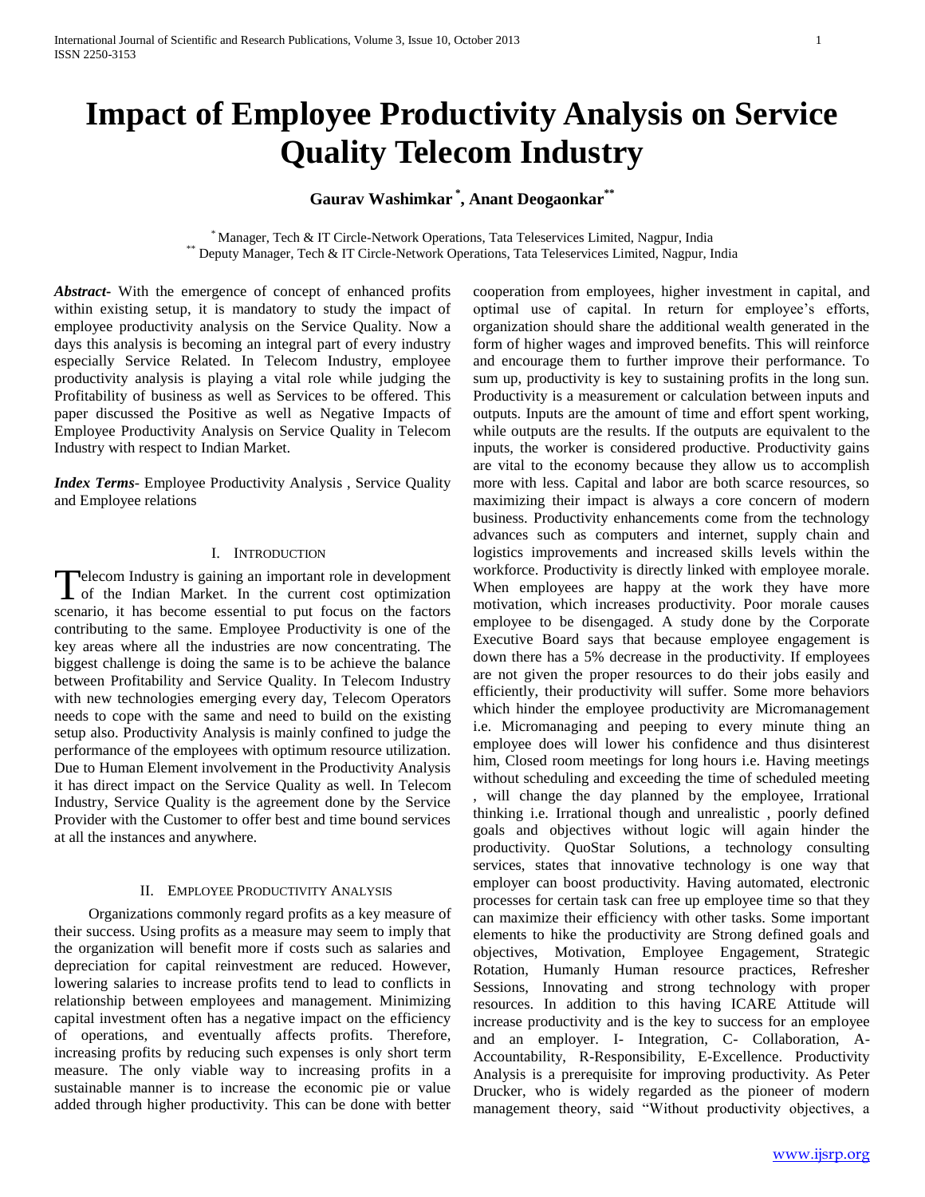# Impact of Employee Productivity Analysis on Service Quality Telecom Industry

**Gaurav Washimkar [*], Anant Deogaonkar [**]**

[*] Manager, Tech & IT Circle-Network Operations, Tata Teleservices Limited, Nagpur, India
[**] Deputy Manager, Tech & IT Circle-Network Operations, Tata Teleservices Limited, Nagpur, India

***Abstract-*** With the emergence of concept of enhanced profits within existing setup, it is mandatory to study the impact of employee productivity analysis on the Service Quality. Now a days this analysis is becoming an integral part of every industry especially Service Related. In Telecom Industry, employee productivity analysis is playing a vital role while judging the Profitability of business as well as Services to be offered. This paper discussed the Positive as well as Negative Impacts of Employee Productivity Analysis on Service Quality in Telecom Industry with respect to Indian Market.

***Index Terms-*** Employee Productivity Analysis , Service Quality and Employee relations

## I. Introduction

Telecom Industry is gaining an important role in development of the Indian Market. In the current cost optimization scenario, it has become essential to put focus on the factors contributing to the same. Employee Productivity is one of the key areas where all the industries are now concentrating. The biggest challenge is doing the same is to be achieve the balance between Profitability and Service Quality. In Telecom Industry with new technologies emerging every day, Telecom Operators needs to cope with the same and need to build on the existing setup also. Productivity Analysis is mainly confined to judge the performance of the employees with optimum resource utilization. Due to Human Element involvement in the Productivity Analysis it has direct impact on the Service Quality as well. In Telecom Industry, Service Quality is the agreement done by the Service Provider with the Customer to offer best and time bound services at all the instances and anywhere.

## II. Employee Productivity Analysis

Organizations commonly regard profits as a key measure of their success. Using profits as a measure may seem to imply that the organization will benefit more if costs such as salaries and depreciation for capital reinvestment are reduced. However, lowering salaries to increase profits tend to lead to conflicts in relationship between employees and management. Minimizing capital investment often has a negative impact on the efficiency of operations, and eventually affects profits. Therefore, increasing profits by reducing such expenses is only short term measure. The only viable way to increasing profits in a sustainable manner is to increase the economic pie or value added through higher productivity. This can be done with better cooperation from employees, higher investment in capital, and optimal use of capital. In return for employee's efforts, organization should share the additional wealth generated in the form of higher wages and improved benefits. This will reinforce and encourage them to further improve their performance. To sum up, productivity is key to sustaining profits in the long sun. Productivity is a measurement or calculation between inputs and outputs. Inputs are the amount of time and effort spent working, while outputs are the results. If the outputs are equivalent to the inputs, the worker is considered productive. Productivity gains are vital to the economy because they allow us to accomplish more with less. Capital and labor are both scarce resources, so maximizing their impact is always a core concern of modern business. Productivity enhancements come from the technology advances such as computers and internet, supply chain and logistics improvements and increased skills levels within the workforce. Productivity is directly linked with employee morale. When employees are happy at the work they have more motivation, which increases productivity. Poor morale causes employee to be disengaged. A study done by the Corporate Executive Board says that because employee engagement is down there has a 5% decrease in the productivity. If employees are not given the proper resources to do their jobs easily and efficiently, their productivity will suffer. Some more behaviors which hinder the employee productivity are Micromanagement i.e. Micromanaging and peeping to every minute thing an employee does will lower his confidence and thus disinterest him, Closed room meetings for long hours i.e. Having meetings without scheduling and exceeding the time of scheduled meeting , will change the day planned by the employee, Irrational thinking i.e. Irrational though and unrealistic , poorly defined goals and objectives without logic will again hinder the productivity. QuoStar Solutions, a technology consulting services, states that innovative technology is one way that employer can boost productivity. Having automated, electronic processes for certain task can free up employee time so that they can maximize their efficiency with other tasks. Some important elements to hike the productivity are Strong defined goals and objectives, Motivation, Employee Engagement, Strategic Rotation, Humanly Human resource practices, Refresher Sessions, Innovating and strong technology with proper resources. In addition to this having ICARE Attitude will increase productivity and is the key to success for an employee and an employer. I- Integration, C- Collaboration, A- Accountability, R-Responsibility, E-Excellence. Productivity Analysis is a prerequisite for improving productivity. As Peter Drucker, who is widely regarded as the pioneer of modern management theory, said "Without productivity objectives, a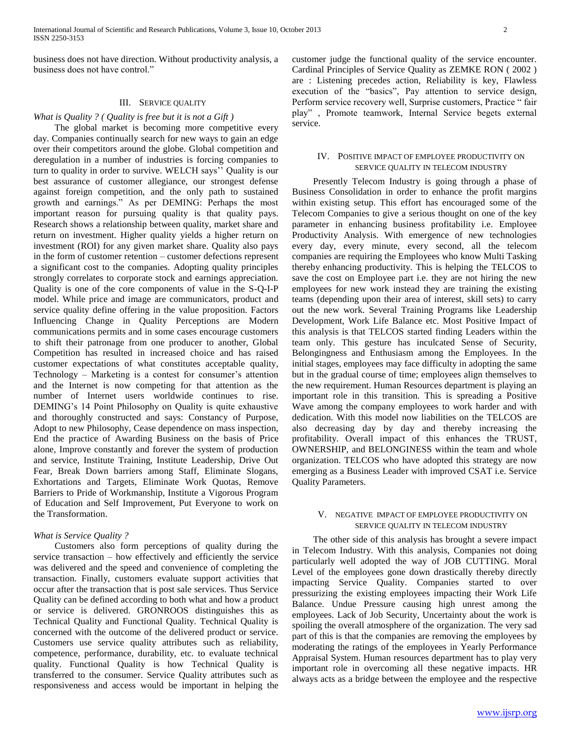business does not have direction. Without productivity analysis, a business does not have control."

## III. Service Quality

*What is Quality ? ( Quality is free but it is not a Gift )*

The global market is becoming more competitive every day. Companies continually search for new ways to gain an edge over their competitors around the globe. Global competition and deregulation in a number of industries is forcing companies to turn to quality in order to survive. WELCH says'' Quality is our best assurance of customer allegiance, our strongest defense against foreign competition, and the only path to sustained growth and earnings." As per DEMING: Perhaps the most important reason for pursuing quality is that quality pays. Research shows a relationship between quality, market share and return on investment. Higher quality yields a higher return on investment (ROI) for any given market share. Quality also pays in the form of customer retention – customer defections represent a significant cost to the companies. Adopting quality principles strongly correlates to corporate stock and earnings appreciation. Quality is one of the core components of value in the S-Q-I-P model. While price and image are communicators, product and service quality define offering in the value proposition. Factors Influencing Change in Quality Perceptions are Modern communications permits and in some cases encourage customers to shift their patronage from one producer to another, Global Competition has resulted in increased choice and has raised customer expectations of what constitutes acceptable quality, Technology – Marketing is a contest for consumer's attention and the Internet is now competing for that attention as the number of Internet users worldwide continues to rise. DEMING's 14 Point Philosophy on Quality is quite exhaustive and thoroughly constructed and says: Constancy of Purpose, Adopt to new Philosophy, Cease dependence on mass inspection, End the practice of Awarding Business on the basis of Price alone, Improve constantly and forever the system of production and service, Institute Training, Institute Leadership, Drive Out Fear, Break Down barriers among Staff, Eliminate Slogans, Exhortations and Targets, Eliminate Work Quotas, Remove Barriers to Pride of Workmanship, Institute a Vigorous Program of Education and Self Improvement, Put Everyone to work on the Transformation.

*What is Service Quality ?*

Customers also form perceptions of quality during the service transaction – how effectively and efficiently the service was delivered and the speed and convenience of completing the transaction. Finally, customers evaluate support activities that occur after the transaction that is post sale services. Thus Service Quality can be defined according to both what and how a product or service is delivered. GRONROOS distinguishes this as Technical Quality and Functional Quality. Technical Quality is concerned with the outcome of the delivered product or service. Customers use service quality attributes such as reliability, competence, performance, durability, etc. to evaluate technical quality. Functional Quality is how Technical Quality is transferred to the consumer. Service Quality attributes such as responsiveness and access would be important in helping the customer judge the functional quality of the service encounter. Cardinal Principles of Service Quality as ZEMKE RON ( 2002 ) are : Listening precedes action, Reliability is key, Flawless execution of the "basics", Pay attention to service design, Perform service recovery well, Surprise customers, Practice " fair play" , Promote teamwork, Internal Service begets external service.

## IV. Positive impact of Employee Productivity on Service Quality in Telecom Industry

Presently Telecom Industry is going through a phase of Business Consolidation in order to enhance the profit margins within existing setup. This effort has encouraged some of the Telecom Companies to give a serious thought on one of the key parameter in enhancing business profitability i.e. Employee Productivity Analysis. With emergence of new technologies every day, every minute, every second, all the telecom companies are requiring the Employees who know Multi Tasking thereby enhancing productivity. This is helping the TELCOS to save the cost on Employee part i.e. they are not hiring the new employees for new work instead they are training the existing teams (depending upon their area of interest, skill sets) to carry out the new work. Several Training Programs like Leadership Development, Work Life Balance etc. Most Positive Impact of this analysis is that TELCOS started finding Leaders within the team only. This gesture has inculcated Sense of Security, Belongingness and Enthusiasm among the Employees. In the initial stages, employees may face difficulty in adopting the same but in the gradual course of time; employees align themselves to the new requirement. Human Resources department is playing an important role in this transition. This is spreading a Positive Wave among the company employees to work harder and with dedication. With this model now liabilities on the TELCOS are also decreasing day by day and thereby increasing the profitability. Overall impact of this enhances the TRUST, OWNERSHIP, and BELONGINESS within the team and whole organization. TELCOS who have adopted this strategy are now emerging as a Business Leader with improved CSAT i.e. Service Quality Parameters.

## V. Negative Impact of Employee Productivity on Service Quality in Telecom Industry

The other side of this analysis has brought a severe impact in Telecom Industry. With this analysis, Companies not doing particularly well adopted the way of JOB CUTTING. Moral Level of the employees gone down drastically thereby directly impacting Service Quality. Companies started to over pressurizing the existing employees impacting their Work Life Balance. Undue Pressure causing high unrest among the employees. Lack of Job Security, Uncertainty about the work is spoiling the overall atmosphere of the organization. The very sad part of this is that the companies are removing the employees by moderating the ratings of the employees in Yearly Performance Appraisal System. Human resources department has to play very important role in overcoming all these negative impacts. HR always acts as a bridge between the employee and the respective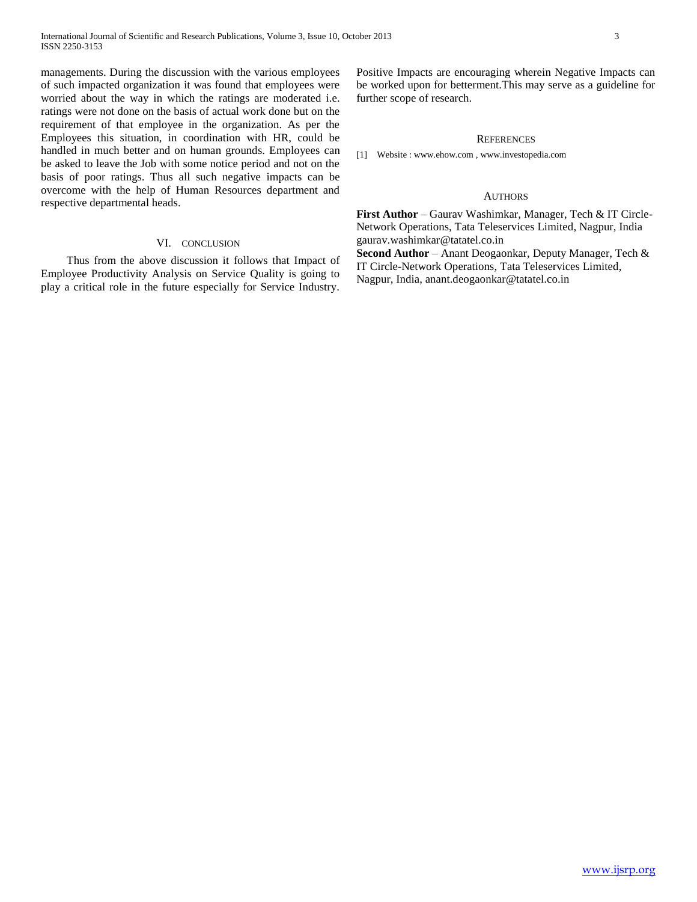managements. During the discussion with the various employees of such impacted organization it was found that employees were worried about the way in which the ratings are moderated i.e. ratings were not done on the basis of actual work done but on the requirement of that employee in the organization. As per the Employees this situation, in coordination with HR, could be handled in much better and on human grounds. Employees can be asked to leave the Job with some notice period and not on the basis of poor ratings. Thus all such negative impacts can be overcome with the help of Human Resources department and respective departmental heads.

## VI. Conclusion

Thus from the above discussion it follows that Impact of Employee Productivity Analysis on Service Quality is going to play a critical role in the future especially for Service Industry. Positive Impacts are encouraging wherein Negative Impacts can be worked upon for betterment.This may serve as a guideline for further scope of research.

## References

[1] Website : www.ehow.com , www.investopedia.com

## Authors

**First Author** – Gaurav Washimkar, Manager, Tech & IT Circle-Network Operations, Tata Teleservices Limited, Nagpur, India gaurav.washimkar@tatatel.co.in

**Second Author** – Anant Deogaonkar, Deputy Manager, Tech & IT Circle-Network Operations, Tata Teleservices Limited, Nagpur, India, anant.deogaonkar@tatatel.co.in